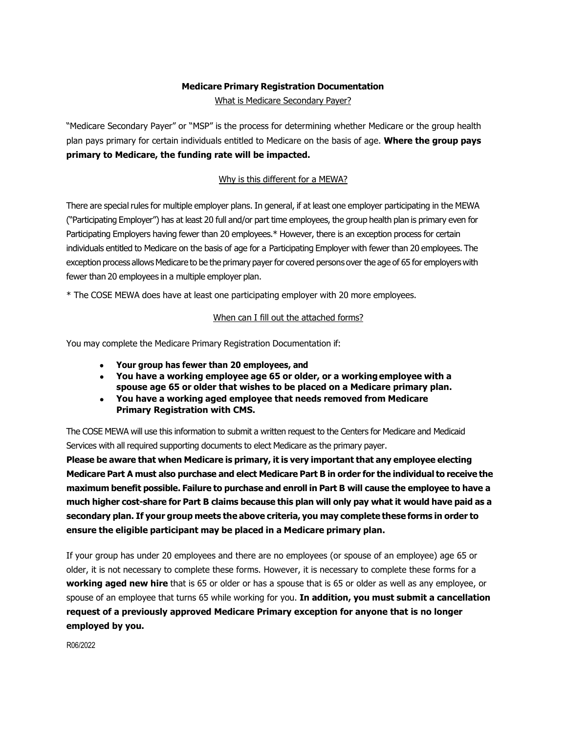# Medicare Primary Registration Documentation

## What is Medicare Secondary Payer?

"Medicare Secondary Payer" or "MSP" is the process for determining whether Medicare or the group health plan pays primary for certain individuals entitled to Medicare on the basis of age. **Where the group pays primary to Medicare, the funding rate will be impacted.**

## Why is this different for a MEWA?

There are special rules for multiple employer plans. In general, if at least one employer participating in the MEWA ("Participating Employer") has at least 20 full and/or part time employees, the group health plan is primary even for Participating Employers having fewer than 20 employees.* However, there is an exception process for certain individuals entitled to Medicare on the basis of age for a Participating Employer with fewer than 20 employees. The exception process allows Medicare to be the primary payer for covered persons over the age of 65 for employers with fewer than 20 employees in a multiple employer plan.

* The COSE MEWA does have at least one participating employer with 20 more employees.

## When can I fill out the attached forms?

You may complete the Medicare Primary Registration Documentation if:

- **Your group has fewer than 20 employees, and**
- **You have a working employee age 65 or older, or a working employee with a spouse age 65 or older that wishes to be placed on a Medicare primary plan.**
- **You have a working aged employee that needs removed from Medicare Primary Registration with CMS.**

The COSE MEWA will use this information to submit a written request to the Centers for Medicare and Medicaid Services with all required supporting documents to elect Medicare as the primary payer.

**Please be aware that when Medicare is primary, it is very important that any employee electing Medicare Part A must also purchase and elect Medicare Part B in order for the individual to receive the maximum benefit possible. Failure to purchase and enroll in Part B will cause the employee to have a much higher cost-share for Part B claims because this plan will only pay what it would have paid as a secondary plan. If your group meets the above criteria, you may complete these forms in order to ensure the eligible participant may be placed in a Medicare primary plan.**

If your group has under 20 employees and there are no employees (or spouse of an employee) age 65 or older, it is not necessary to complete these forms. However, it is necessary to complete these forms for a **working aged new hire** that is 65 or older or has a spouse that is 65 or older as well as any employee, or spouse of an employee that turns 65 while working for you. **In addition, you must submit a cancellation request of a previously approved Medicare Primary exception for anyone that is no longer employed by you.**

R06/2022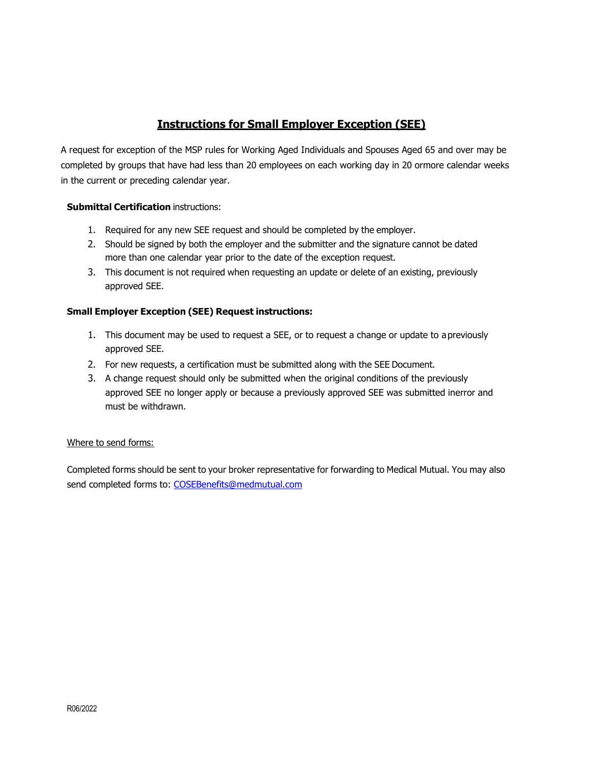# Instructions for Small Employer Exception (SEE)

A request for exception of the MSP rules for Working Aged Individuals and Spouses Aged 65 and over may be completed by groups that have had less than 20 employees on each working day in 20 ormore calendar weeks in the current or preceding calendar year.

**Submittal Certification** instructions:

1. Required for any new SEE request and should be completed by the employer.
2. Should be signed by both the employer and the submitter and the signature cannot be dated more than one calendar year prior to the date of the exception request.
3. This document is not required when requesting an update or delete of an existing, previously approved SEE.

**Small Employer Exception (SEE) Request instructions:**

1. This document may be used to request a SEE, or to request a change or update to a previously approved SEE.
2. For new requests, a certification must be submitted along with the SEE Document.
3. A change request should only be submitted when the original conditions of the previously approved SEE no longer apply or because a previously approved SEE was submitted inerror and must be withdrawn.

Where to send forms:

Completed forms should be sent to your broker representative for forwarding to Medical Mutual. You may also send completed forms to: COSEBenefits@medmutual.com

R06/2022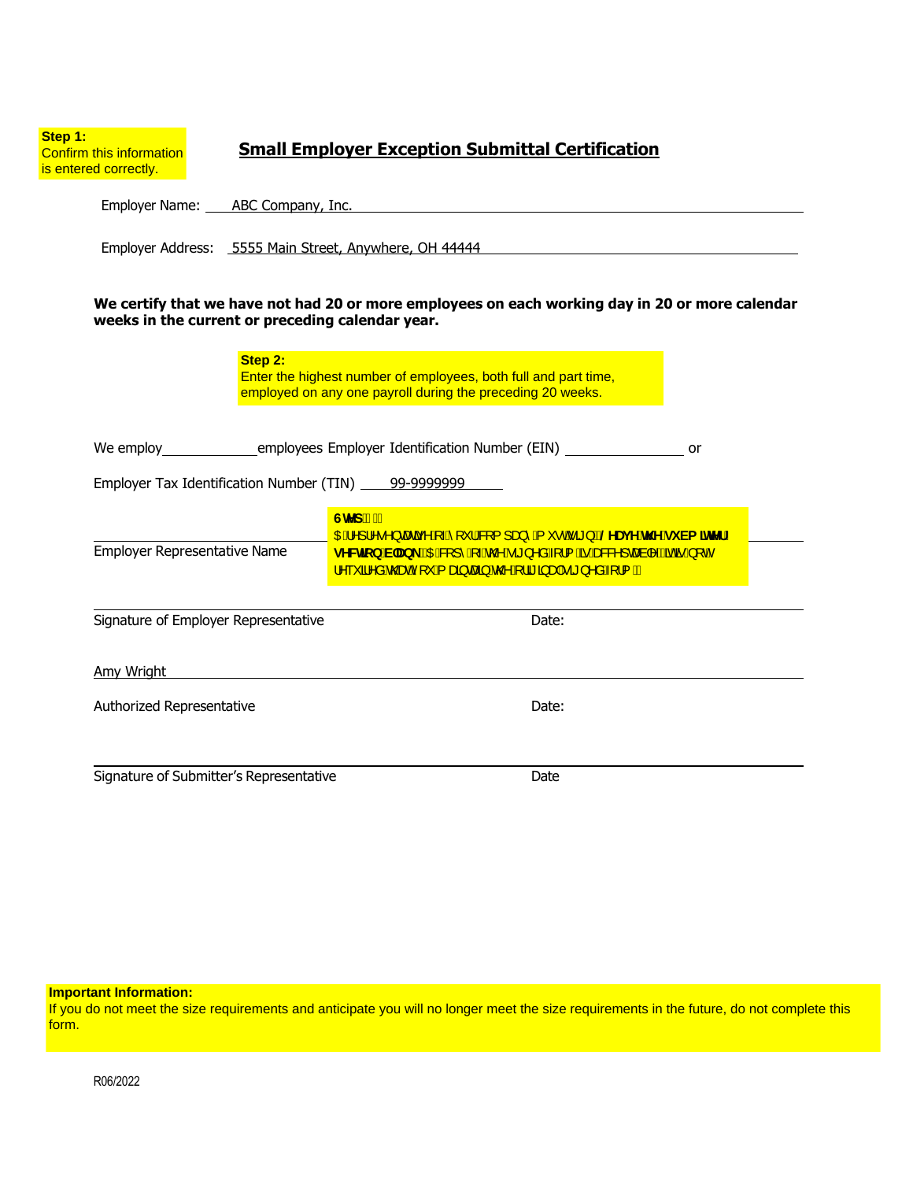**Step 1:**
Confirm this information is entered correctly.

# Small Employer Exception Submittal Certification

Employer Name: ABC Company, Inc.

Employer Address: 5555 Main Street, Anywhere, OH 44444

**We certify that we have not had 20 or more employees on each working day in 20 or more calendar weeks in the current or preceding calendar year.**

**Step 2:**
Enter the highest number of employees, both full and part time, employed on any one payroll during the preceding 20 weeks.

We employ \_\_\_\_\_\_\_\_\_\_ employees Employer Identification Number (EIN) \_\_\_\_\_\_\_\_\_\_ or

Employer Tax Identification Number (TIN) 99-9999999

**Step 3:**
A representative of your company must sign. **Leave the submitter section blank.** A copy of the signed form is acceptable, it is not required that you mail in the original signed form.

\_\_\_\_\_\_\_\_\_\_\_\_\_\_\_\_\_\_\_\_
Employer Representative Name

\_\_\_\_\_\_\_\_\_\_\_\_\_\_\_\_\_\_\_\_
Signature of Employer Representative — Date:

Amy Wright
Authorized Representative — Date:

\_\_\_\_\_\_\_\_\_\_\_\_\_\_\_\_\_\_\_\_
Signature of Submitter's Representative — Date

**Important Information:**
If you do not meet the size requirements and anticipate you will no longer meet the size requirements in the future, do not complete this form.

R06/2022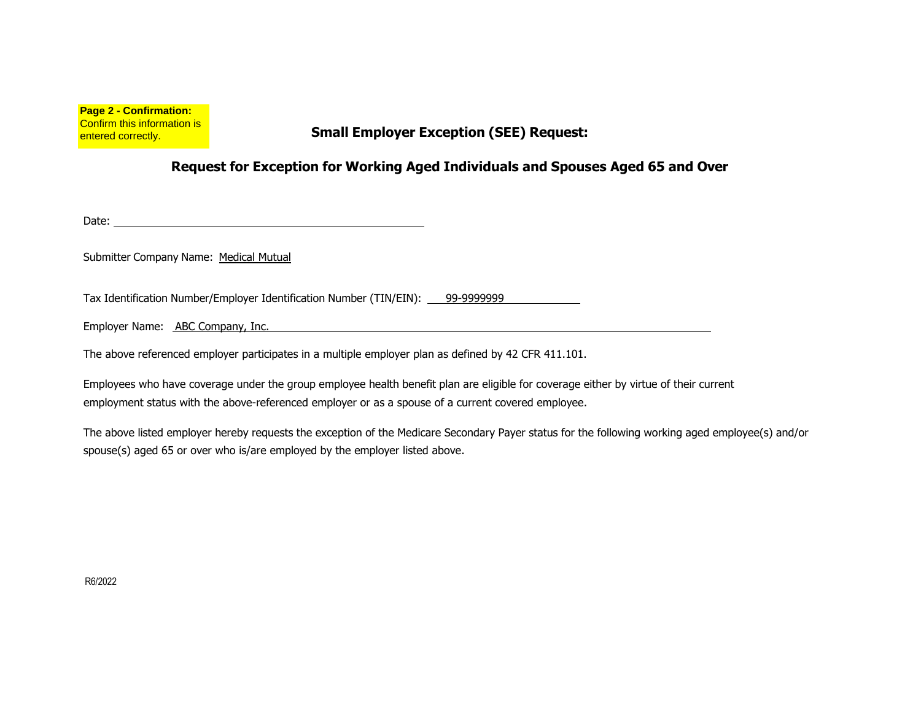**Page 2 - Confirmation:** Confirm this information is entered correctly.

## Small Employer Exception (SEE) Request:

## Request for Exception for Working Aged Individuals and Spouses Aged 65 and Over

Date: ______________________________

Submitter Company Name: Medical Mutual

Tax Identification Number/Employer Identification Number (TIN/EIN): 99-9999999

Employer Name: ABC Company, Inc.

The above referenced employer participates in a multiple employer plan as defined by 42 CFR 411.101.

Employees who have coverage under the group employee health benefit plan are eligible for coverage either by virtue of their current employment status with the above-referenced employer or as a spouse of a current covered employee.

The above listed employer hereby requests the exception of the Medicare Secondary Payer status for the following working aged employee(s) and/or spouse(s) aged 65 or over who is/are employed by the employer listed above.

R6/2022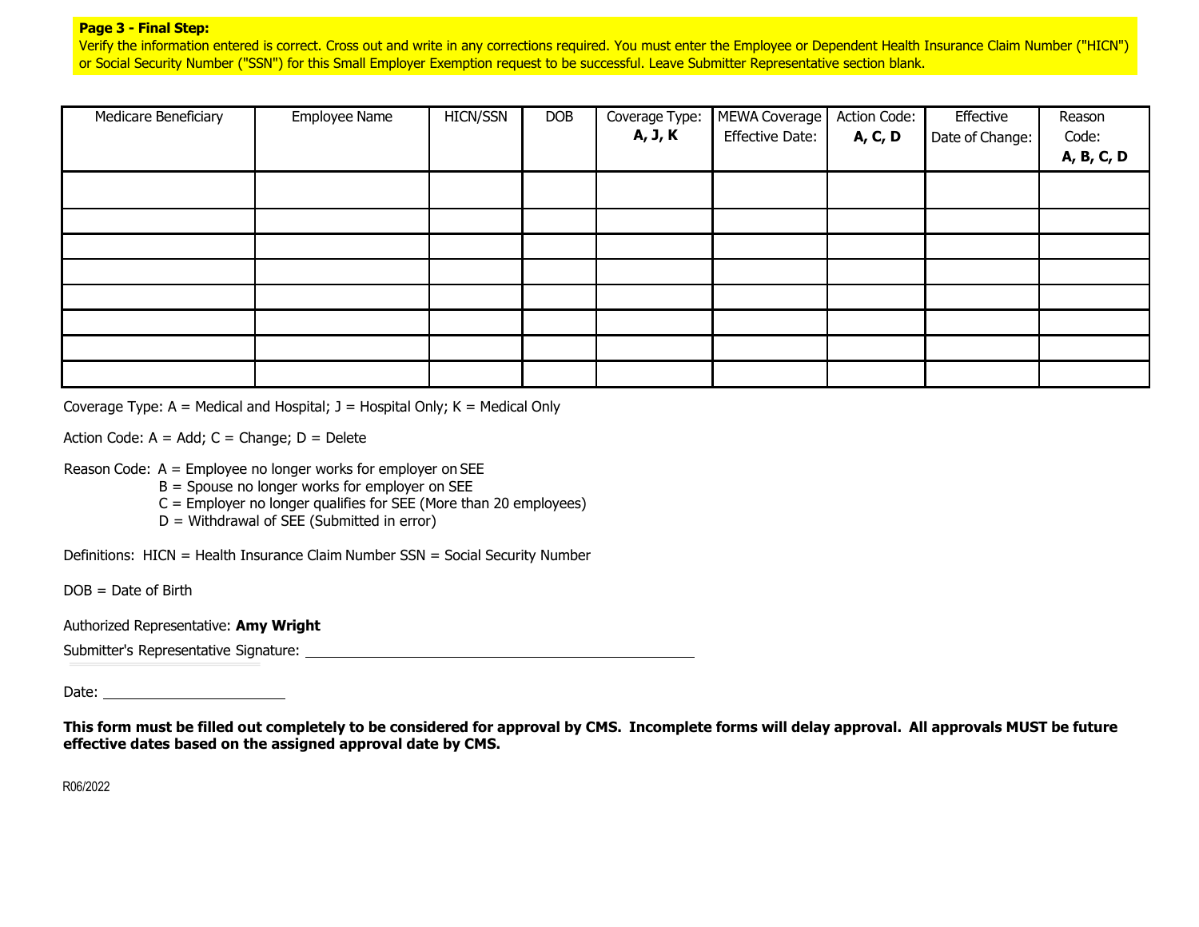**Page 3 - Final Step:**
Verify the information entered is correct. Cross out and write in any corrections required. You must enter the Employee or Dependent Health Insurance Claim Number ("HICN") or Social Security Number ("SSN") for this Small Employer Exemption request to be successful. Leave Submitter Representative section blank.

| Medicare Beneficiary | Employee Name | HICN/SSN | DOB | Coverage Type: **A, J, K** | MEWA Coverage Effective Date: | Action Code: **A, C, D** | Effective Date of Change: | Reason Code: **A, B, C, D** |
|---|---|---|---|---|---|---|---|---|
| | | | | | | | | |
| | | | | | | | | |
| | | | | | | | | |
| | | | | | | | | |
| | | | | | | | | |
| | | | | | | | | |
| | | | | | | | | |
| | | | | | | | | |

Coverage Type: A = Medical and Hospital; J = Hospital Only; K = Medical Only

Action Code: A = Add; C = Change; D = Delete

Reason Code: A = Employee no longer works for employer on SEE
B = Spouse no longer works for employer on SEE
C = Employer no longer qualifies for SEE (More than 20 employees)
D = Withdrawal of SEE (Submitted in error)

Definitions: HICN = Health Insurance Claim Number SSN = Social Security Number

DOB = Date of Birth

Authorized Representative: **Amy Wright**

Submitter's Representative Signature: ______________________________

Date: ____________________

**This form must be filled out completely to be considered for approval by CMS. Incomplete forms will delay approval. All approvals MUST be future effective dates based on the assigned approval date by CMS.**

R06/2022